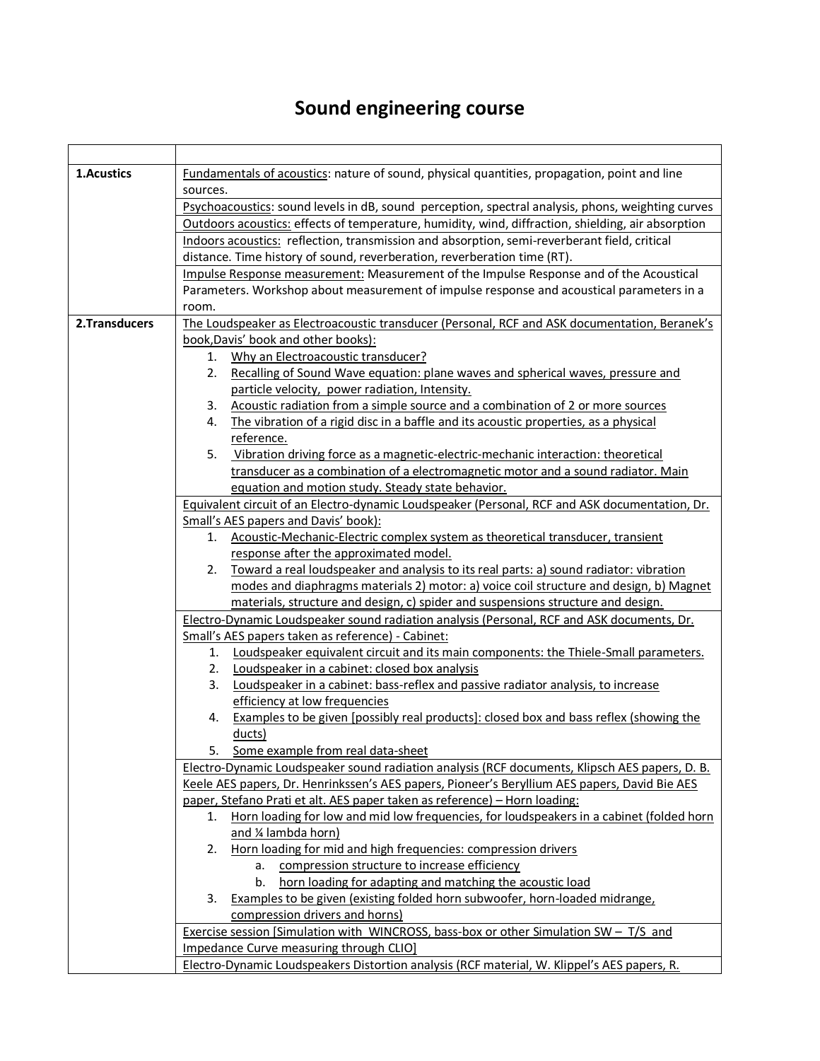# Sound engineering course

| | |
|---|---|
| **1.Acustics** | Fundamentals of acoustics: nature of sound, physical quantities, propagation, point and line sources. |
| | Psychoacoustics: sound levels in dB, sound perception, spectral analysis, phons, weighting curves |
| | Outdoors acoustics: effects of temperature, humidity, wind, diffraction, shielding, air absorption |
| | Indoors acoustics: reflection, transmission and absorption, semi-reverberant field, critical distance. Time history of sound, reverberation, reverberation time (RT). |
| | Impulse Response measurement: Measurement of the Impulse Response and of the Acoustical Parameters. Workshop about measurement of impulse response and acoustical parameters in a room. |
| **2.Transducers** | The Loudspeaker as Electroacoustic transducer (Personal, RCF and ASK documentation, Beranek's book,Davis' book and other books):<br>1. Why an Electroacoustic transducer?<br>2. Recalling of Sound Wave equation: plane waves and spherical waves, pressure and particle velocity, power radiation, Intensity.<br>3. Acoustic radiation from a simple source and a combination of 2 or more sources<br>4. The vibration of a rigid disc in a baffle and its acoustic properties, as a physical reference.<br>5. Vibration driving force as a magnetic-electric-mechanic interaction: theoretical transducer as a combination of a electromagnetic motor and a sound radiator. Main equation and motion study. Steady state behavior. |
| | Equivalent circuit of an Electro-dynamic Loudspeaker (Personal, RCF and ASK documentation, Dr. Small's AES papers and Davis' book):<br>1. Acoustic-Mechanic-Electric complex system as theoretical transducer, transient response after the approximated model.<br>2. Toward a real loudspeaker and analysis to its real parts: a) sound radiator: vibration modes and diaphragms materials 2) motor: a) voice coil structure and design, b) Magnet materials, structure and design, c) spider and suspensions structure and design. |
| | Electro-Dynamic Loudspeaker sound radiation analysis (Personal, RCF and ASK documents, Dr. Small's AES papers taken as reference) - Cabinet:<br>1. Loudspeaker equivalent circuit and its main components: the Thiele-Small parameters.<br>2. Loudspeaker in a cabinet: closed box analysis<br>3. Loudspeaker in a cabinet: bass-reflex and passive radiator analysis, to increase efficiency at low frequencies<br>4. Examples to be given [possibly real products]: closed box and bass reflex (showing the ducts)<br>5. Some example from real data-sheet |
| | Electro-Dynamic Loudspeaker sound radiation analysis (RCF documents, Klipsch AES papers, D. B. Keele AES papers, Dr. Henrinkssen's AES papers, Pioneer's Beryllium AES papers, David Bie AES paper, Stefano Prati et alt. AES paper taken as reference) – Horn loading:<br>1. Horn loading for low and mid low frequencies, for loudspeakers in a cabinet (folded horn and ¼ lambda horn)<br>2. Horn loading for mid and high frequencies: compression drivers<br>&nbsp;&nbsp;&nbsp;a. compression structure to increase efficiency<br>&nbsp;&nbsp;&nbsp;b. horn loading for adapting and matching the acoustic load<br>3. Examples to be given (existing folded horn subwoofer, horn-loaded midrange, compression drivers and horns) |
| | Exercise session [Simulation with WINCROSS, bass-box or other Simulation SW – T/S and Impedance Curve measuring through CLIO] |
| | Electro-Dynamic Loudspeakers Distortion analysis (RCF material, W. Klippel's AES papers, R. |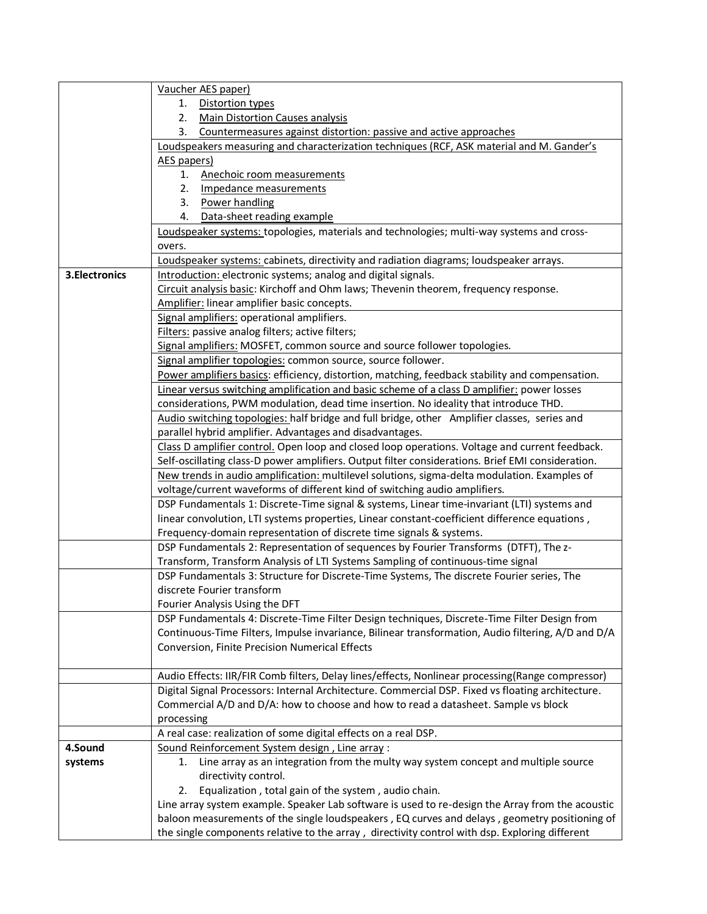| | |
|---|---|
| | Vaucher AES paper)<br>1. Distortion types<br>2. Main Distortion Causes analysis<br>3. Countermeasures against distortion: passive and active approaches |
| | Loudspeakers measuring and characterization techniques (RCF, ASK material and M. Gander's AES papers)<br>1. Anechoic room measurements<br>2. Impedance measurements<br>3. Power handling<br>4. Data-sheet reading example |
| | Loudspeaker systems: topologies, materials and technologies; multi-way systems and cross-overs. |
| | Loudspeaker systems: cabinets, directivity and radiation diagrams; loudspeaker arrays. |
| **3.Electronics** | Introduction: electronic systems; analog and digital signals.<br>Circuit analysis basic: Kirchoff and Ohm laws; Thevenin theorem, frequency response.<br>Amplifier: linear amplifier basic concepts. |
| | Signal amplifiers: operational amplifiers.<br>Filters: passive analog filters; active filters;<br>Signal amplifiers: MOSFET, common source and source follower topologies. |
| | Signal amplifier topologies: common source, source follower.<br>Power amplifiers basics: efficiency, distortion, matching, feedback stability and compensation. |
| | Linear versus switching amplification and basic scheme of a class D amplifier: power losses considerations, PWM modulation, dead time insertion. No ideality that introduce THD. |
| | Audio switching topologies: half bridge and full bridge, other Amplifier classes, series and parallel hybrid amplifier. Advantages and disadvantages. |
| | Class D amplifier control. Open loop and closed loop operations. Voltage and current feedback. Self-oscillating class-D power amplifiers. Output filter considerations. Brief EMI consideration. |
| | New trends in audio amplification: multilevel solutions, sigma-delta modulation. Examples of voltage/current waveforms of different kind of switching audio amplifiers. |
| | DSP Fundamentals 1: Discrete-Time signal & systems, Linear time-invariant (LTI) systems and linear convolution, LTI systems properties, Linear constant-coefficient difference equations , Frequency-domain representation of discrete time signals & systems. |
| | DSP Fundamentals 2: Representation of sequences by Fourier Transforms (DTFT), The z-Transform, Transform Analysis of LTI Systems Sampling of continuous-time signal |
| | DSP Fundamentals 3: Structure for Discrete-Time Systems, The discrete Fourier series, The discrete Fourier transform<br>Fourier Analysis Using the DFT |
| | DSP Fundamentals 4: Discrete-Time Filter Design techniques, Discrete-Time Filter Design from Continuous-Time Filters, Impulse invariance, Bilinear transformation, Audio filtering, A/D and D/A Conversion, Finite Precision Numerical Effects |
| | Audio Effects: IIR/FIR Comb filters, Delay lines/effects, Nonlinear processing(Range compressor) |
| | Digital Signal Processors: Internal Architecture. Commercial DSP. Fixed vs floating architecture. Commercial A/D and D/A: how to choose and how to read a datasheet. Sample vs block processing |
| | A real case: realization of some digital effects on a real DSP. |
| **4.Sound systems** | Sound Reinforcement System design , Line array :<br>1. Line array as an integration from the multy way system concept and multiple source directivity control.<br>2. Equalization , total gain of the system , audio chain.<br>Line array system example. Speaker Lab software is used to re-design the Array from the acoustic baloon measurements of the single loudspeakers , EQ curves and delays , geometry positioning of the single components relative to the array , directivity control with dsp. Exploring different |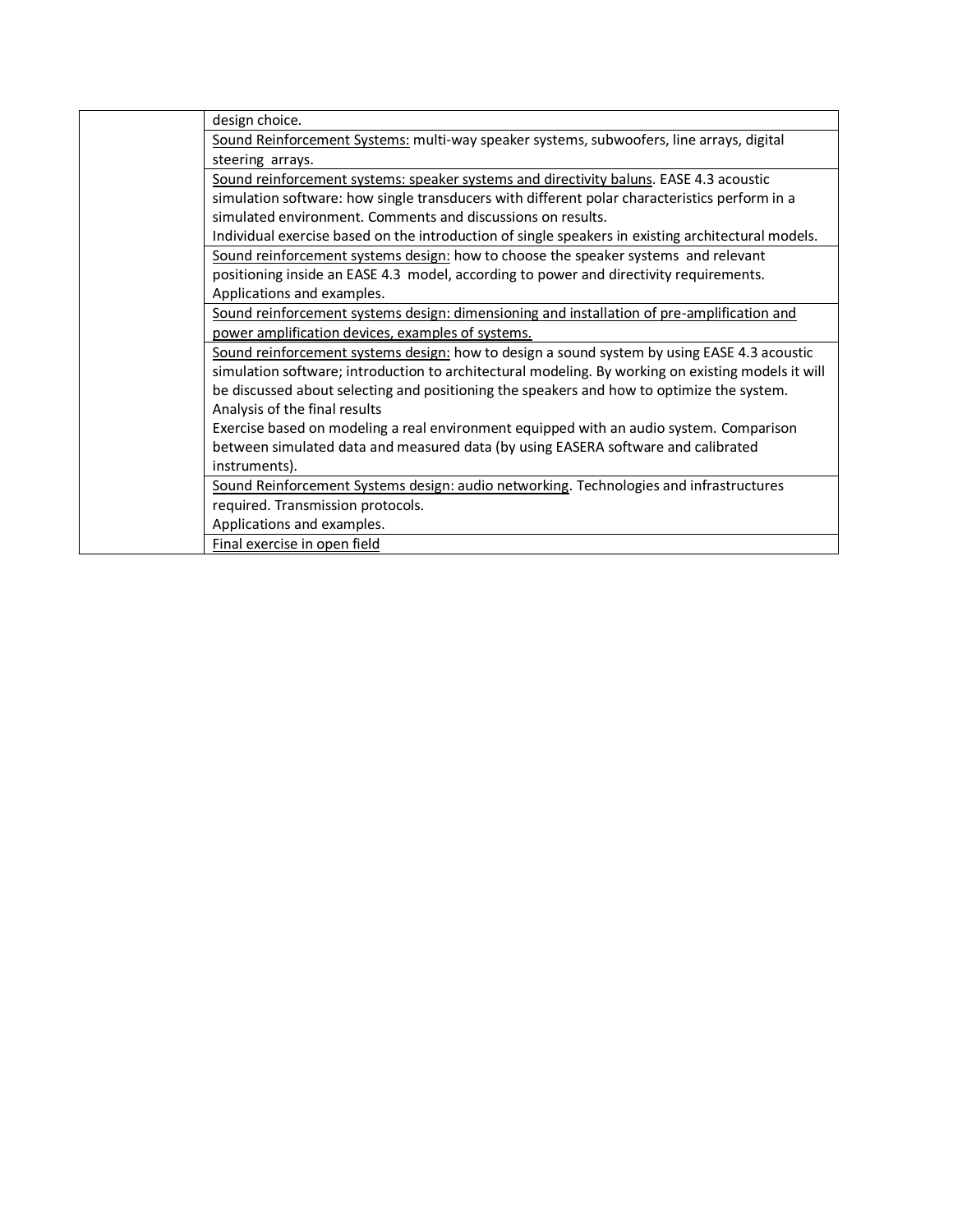| | |
|---|---|
| | design choice. |
| | <u>Sound Reinforcement Systems:</u> multi-way speaker systems, subwoofers, line arrays, digital steering arrays. |
| | <u>Sound reinforcement systems: speaker systems and directivity baluns</u>. EASE 4.3 acoustic simulation software: how single transducers with different polar characteristics perform in a simulated environment. Comments and discussions on results.<br>Individual exercise based on the introduction of single speakers in existing architectural models. |
| | <u>Sound reinforcement systems design:</u> how to choose the speaker systems and relevant positioning inside an EASE 4.3 model, according to power and directivity requirements. Applications and examples. |
| | <u>Sound reinforcement systems design: dimensioning and installation of pre-amplification and power amplification devices, examples of systems.</u> |
| | <u>Sound reinforcement systems design:</u> how to design a sound system by using EASE 4.3 acoustic simulation software; introduction to architectural modeling. By working on existing models it will be discussed about selecting and positioning the speakers and how to optimize the system. Analysis of the final results<br>Exercise based on modeling a real environment equipped with an audio system. Comparison between simulated data and measured data (by using EASERA software and calibrated instruments). |
| | <u>Sound Reinforcement Systems design: audio networking</u>. Technologies and infrastructures required. Transmission protocols.<br>Applications and examples. |
| | <u>Final exercise in open field</u> |